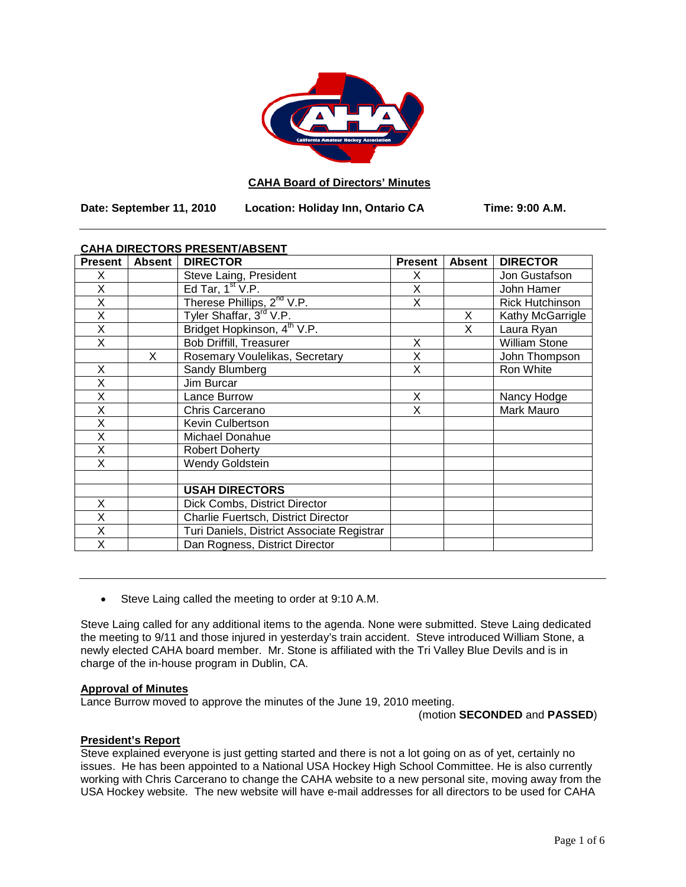# CAHA Board of Directors' Minutes

**Date: September 11, 2010 Location: Holiday Inn, Ontario CA Time: 9:00 A.M.**

---

**CAHA DIRECTORS PRESENT/ABSENT**

| Present | Absent | DIRECTOR | Present | Absent | DIRECTOR |
|---|---|---|---|---|---|
| X | | Steve Laing, President | X | | Jon Gustafson |
| X | | Ed Tar, 1st V.P. | X | | John Hamer |
| X | | Therese Phillips, 2nd V.P. | X | | Rick Hutchinson |
| X | | Tyler Shaffar, 3rd V.P. | | X | Kathy McGarrigle |
| X | | Bridget Hopkinson, 4th V.P. | | X | Laura Ryan |
| X | | Bob Driffill, Treasurer | X | | William Stone |
| | X | Rosemary Voulelikas, Secretary | X | | John Thompson |
| X | | Sandy Blumberg | X | | Ron White |
| X | | Jim Burcar | | | |
| X | | Lance Burrow | X | | Nancy Hodge |
| X | | Chris Carcerano | X | | Mark Mauro |
| X | | Kevin Culbertson | | | |
| X | | Michael Donahue | | | |
| X | | Robert Doherty | | | |
| X | | Wendy Goldstein | | | |
| | | | | | |
| | | **USAH DIRECTORS** | | | |
| X | | Dick Combs, District Director | | | |
| X | | Charlie Fuertsch, District Director | | | |
| X | | Turi Daniels, District Associate Registrar | | | |
| X | | Dan Rogness, District Director | | | |

---

- Steve Laing called the meeting to order at 9:10 A.M.

Steve Laing called for any additional items to the agenda. None were submitted. Steve Laing dedicated the meeting to 9/11 and those injured in yesterday's train accident. Steve introduced William Stone, a newly elected CAHA board member. Mr. Stone is affiliated with the Tri Valley Blue Devils and is in charge of the in-house program in Dublin, CA.

**Approval of Minutes**

Lance Burrow moved to approve the minutes of the June 19, 2010 meeting.

(motion **SECONDED** and **PASSED**)

**President's Report**

Steve explained everyone is just getting started and there is not a lot going on as of yet, certainly no issues. He has been appointed to a National USA Hockey High School Committee. He is also currently working with Chris Carcerano to change the CAHA website to a new personal site, moving away from the USA Hockey website. The new website will have e-mail addresses for all directors to be used for CAHA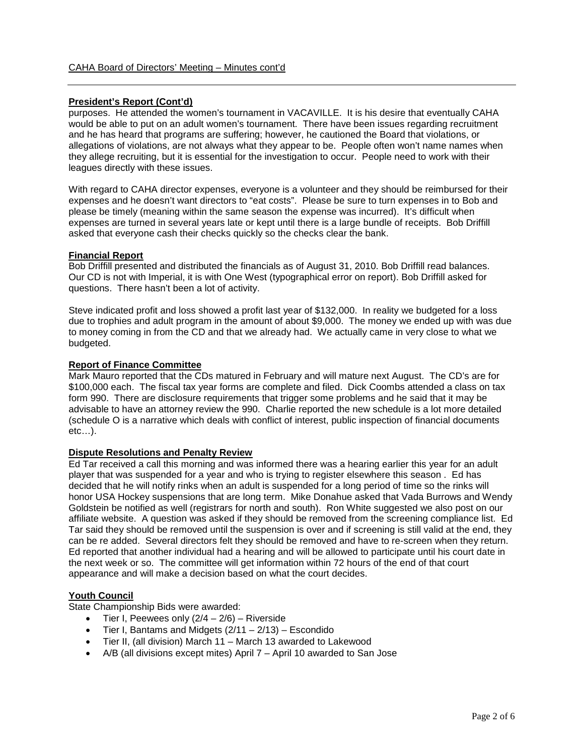### President's Report (Cont'd)

purposes. He attended the women's tournament in VACAVILLE. It is his desire that eventually CAHA would be able to put on an adult women's tournament. There have been issues regarding recruitment and he has heard that programs are suffering; however, he cautioned the Board that violations, or allegations of violations, are not always what they appear to be. People often won't name names when they allege recruiting, but it is essential for the investigation to occur. People need to work with their leagues directly with these issues.

With regard to CAHA director expenses, everyone is a volunteer and they should be reimbursed for their expenses and he doesn't want directors to "eat costs". Please be sure to turn expenses in to Bob and please be timely (meaning within the same season the expense was incurred). It's difficult when expenses are turned in several years late or kept until there is a large bundle of receipts. Bob Driffill asked that everyone cash their checks quickly so the checks clear the bank.

### Financial Report

Bob Driffill presented and distributed the financials as of August 31, 2010. Bob Driffill read balances. Our CD is not with Imperial, it is with One West (typographical error on report). Bob Driffill asked for questions. There hasn't been a lot of activity.

Steve indicated profit and loss showed a profit last year of $132,000. In reality we budgeted for a loss due to trophies and adult program in the amount of about $9,000. The money we ended up with was due to money coming in from the CD and that we already had. We actually came in very close to what we budgeted.

### Report of Finance Committee

Mark Mauro reported that the CDs matured in February and will mature next August. The CD's are for $100,000 each. The fiscal tax year forms are complete and filed. Dick Coombs attended a class on tax form 990. There are disclosure requirements that trigger some problems and he said that it may be advisable to have an attorney review the 990. Charlie reported the new schedule is a lot more detailed (schedule O is a narrative which deals with conflict of interest, public inspection of financial documents etc…).

### Dispute Resolutions and Penalty Review

Ed Tar received a call this morning and was informed there was a hearing earlier this year for an adult player that was suspended for a year and who is trying to register elsewhere this season . Ed has decided that he will notify rinks when an adult is suspended for a long period of time so the rinks will honor USA Hockey suspensions that are long term. Mike Donahue asked that Vada Burrows and Wendy Goldstein be notified as well (registrars for north and south). Ron White suggested we also post on our affiliate website. A question was asked if they should be removed from the screening compliance list. Ed Tar said they should be removed until the suspension is over and if screening is still valid at the end, they can be re added. Several directors felt they should be removed and have to re-screen when they return. Ed reported that another individual had a hearing and will be allowed to participate until his court date in the next week or so. The committee will get information within 72 hours of the end of that court appearance and will make a decision based on what the court decides.

### Youth Council

State Championship Bids were awarded:

- Tier I, Peewees only (2/4 – 2/6) – Riverside
- Tier I, Bantams and Midgets (2/11 – 2/13) – Escondido
- Tier II, (all division) March 11 – March 13 awarded to Lakewood
- A/B (all divisions except mites) April 7 – April 10 awarded to San Jose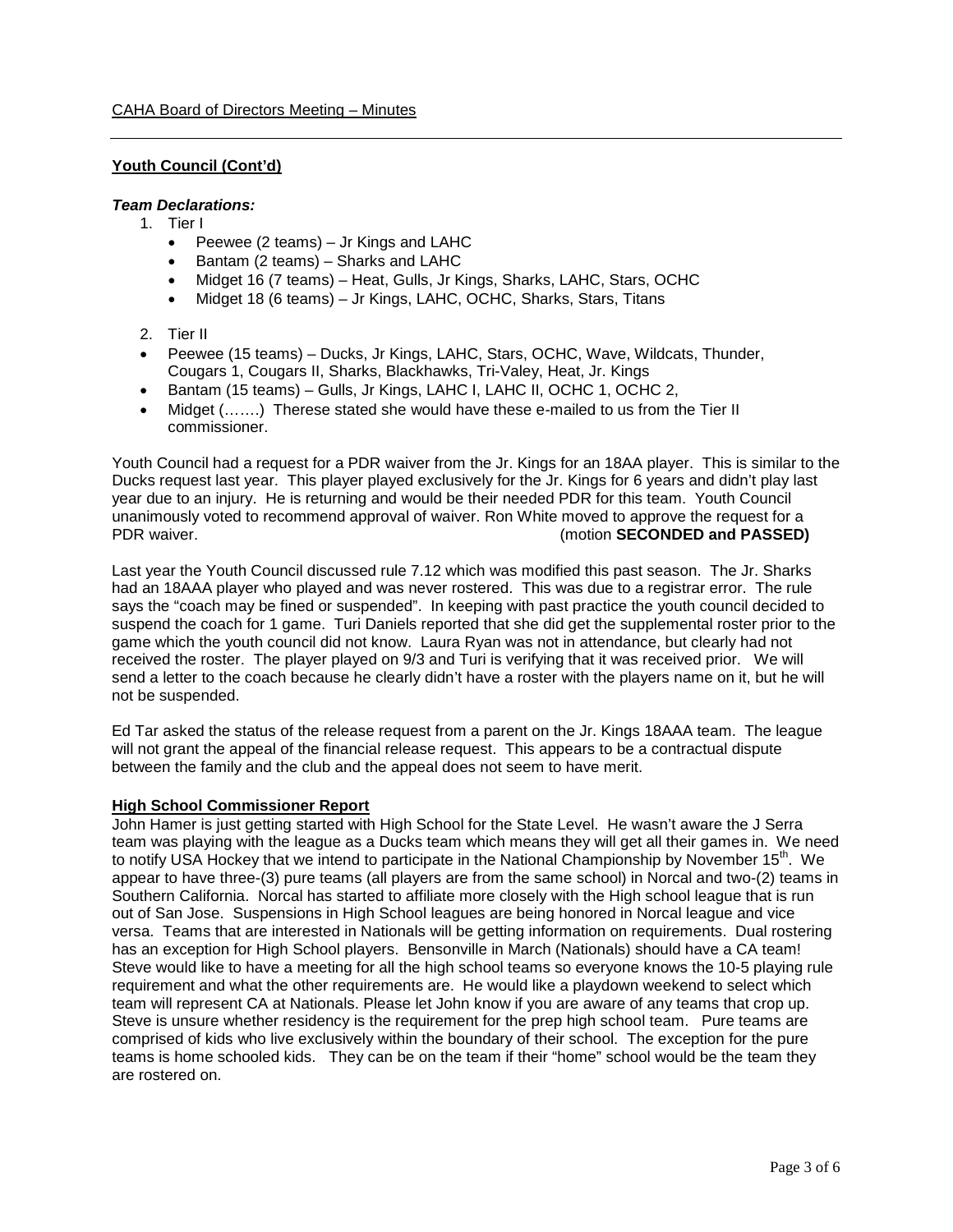CAHA Board of Directors Meeting – Minutes

## Youth Council (Cont'd)

***Team Declarations:***

1. Tier I
   - Peewee (2 teams) – Jr Kings and LAHC
   - Bantam (2 teams) – Sharks and LAHC
   - Midget 16 (7 teams) – Heat, Gulls, Jr Kings, Sharks, LAHC, Stars, OCHC
   - Midget 18 (6 teams) – Jr Kings, LAHC, OCHC, Sharks, Stars, Titans

2. Tier II

- Peewee (15 teams) – Ducks, Jr Kings, LAHC, Stars, OCHC, Wave, Wildcats, Thunder, Cougars 1, Cougars II, Sharks, Blackhawks, Tri-Valey, Heat, Jr. Kings
- Bantam (15 teams) – Gulls, Jr Kings, LAHC I, LAHC II, OCHC 1, OCHC 2,
- Midget (…….) Therese stated she would have these e-mailed to us from the Tier II commissioner.

Youth Council had a request for a PDR waiver from the Jr. Kings for an 18AA player. This is similar to the Ducks request last year. This player played exclusively for the Jr. Kings for 6 years and didn't play last year due to an injury. He is returning and would be their needed PDR for this team. Youth Council unanimously voted to recommend approval of waiver. Ron White moved to approve the request for a PDR waiver. (motion **SECONDED and PASSED)**

Last year the Youth Council discussed rule 7.12 which was modified this past season. The Jr. Sharks had an 18AAA player who played and was never rostered. This was due to a registrar error. The rule says the "coach may be fined or suspended". In keeping with past practice the youth council decided to suspend the coach for 1 game. Turi Daniels reported that she did get the supplemental roster prior to the game which the youth council did not know. Laura Ryan was not in attendance, but clearly had not received the roster. The player played on 9/3 and Turi is verifying that it was received prior. We will send a letter to the coach because he clearly didn't have a roster with the players name on it, but he will not be suspended.

Ed Tar asked the status of the release request from a parent on the Jr. Kings 18AAA team. The league will not grant the appeal of the financial release request. This appears to be a contractual dispute between the family and the club and the appeal does not seem to have merit.

## High School Commissioner Report

John Hamer is just getting started with High School for the State Level. He wasn't aware the J Serra team was playing with the league as a Ducks team which means they will get all their games in. We need to notify USA Hockey that we intend to participate in the National Championship by November 15th. We appear to have three-(3) pure teams (all players are from the same school) in Norcal and two-(2) teams in Southern California. Norcal has started to affiliate more closely with the High school league that is run out of San Jose. Suspensions in High School leagues are being honored in Norcal league and vice versa. Teams that are interested in Nationals will be getting information on requirements. Dual rostering has an exception for High School players. Bensonville in March (Nationals) should have a CA team! Steve would like to have a meeting for all the high school teams so everyone knows the 10-5 playing rule requirement and what the other requirements are. He would like a playdown weekend to select which team will represent CA at Nationals. Please let John know if you are aware of any teams that crop up. Steve is unsure whether residency is the requirement for the prep high school team. Pure teams are comprised of kids who live exclusively within the boundary of their school. The exception for the pure teams is home schooled kids. They can be on the team if their "home" school would be the team they are rostered on.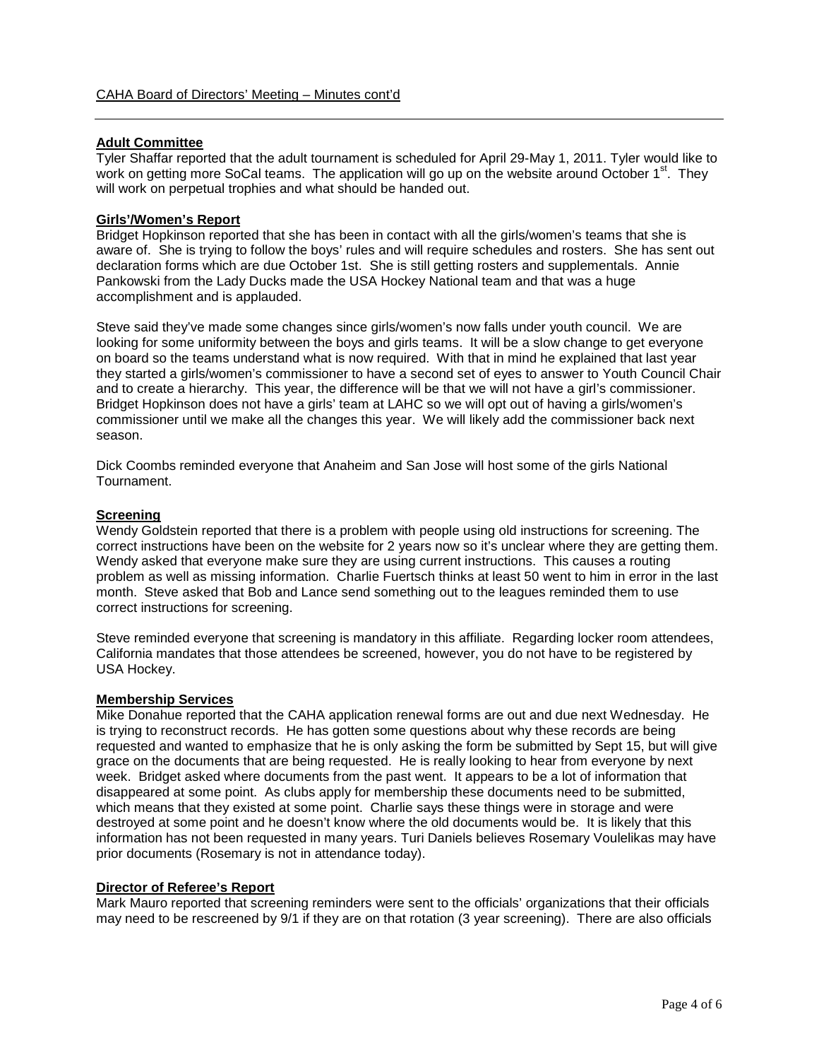CAHA Board of Directors' Meeting – Minutes cont'd

## Adult Committee

Tyler Shaffar reported that the adult tournament is scheduled for April 29-May 1, 2011. Tyler would like to work on getting more SoCal teams. The application will go up on the website around October 1st. They will work on perpetual trophies and what should be handed out.

## Girls'/Women's Report

Bridget Hopkinson reported that she has been in contact with all the girls/women's teams that she is aware of. She is trying to follow the boys' rules and will require schedules and rosters. She has sent out declaration forms which are due October 1st. She is still getting rosters and supplementals. Annie Pankowski from the Lady Ducks made the USA Hockey National team and that was a huge accomplishment and is applauded.

Steve said they've made some changes since girls/women's now falls under youth council. We are looking for some uniformity between the boys and girls teams. It will be a slow change to get everyone on board so the teams understand what is now required. With that in mind he explained that last year they started a girls/women's commissioner to have a second set of eyes to answer to Youth Council Chair and to create a hierarchy. This year, the difference will be that we will not have a girl's commissioner. Bridget Hopkinson does not have a girls' team at LAHC so we will opt out of having a girls/women's commissioner until we make all the changes this year. We will likely add the commissioner back next season.

Dick Coombs reminded everyone that Anaheim and San Jose will host some of the girls National Tournament.

## Screening

Wendy Goldstein reported that there is a problem with people using old instructions for screening. The correct instructions have been on the website for 2 years now so it's unclear where they are getting them. Wendy asked that everyone make sure they are using current instructions. This causes a routing problem as well as missing information. Charlie Fuertsch thinks at least 50 went to him in error in the last month. Steve asked that Bob and Lance send something out to the leagues reminded them to use correct instructions for screening.

Steve reminded everyone that screening is mandatory in this affiliate. Regarding locker room attendees, California mandates that those attendees be screened, however, you do not have to be registered by USA Hockey.

## Membership Services

Mike Donahue reported that the CAHA application renewal forms are out and due next Wednesday. He is trying to reconstruct records. He has gotten some questions about why these records are being requested and wanted to emphasize that he is only asking the form be submitted by Sept 15, but will give grace on the documents that are being requested. He is really looking to hear from everyone by next week. Bridget asked where documents from the past went. It appears to be a lot of information that disappeared at some point. As clubs apply for membership these documents need to be submitted, which means that they existed at some point. Charlie says these things were in storage and were destroyed at some point and he doesn't know where the old documents would be. It is likely that this information has not been requested in many years. Turi Daniels believes Rosemary Voulelikas may have prior documents (Rosemary is not in attendance today).

## Director of Referee's Report

Mark Mauro reported that screening reminders were sent to the officials' organizations that their officials may need to be rescreened by 9/1 if they are on that rotation (3 year screening). There are also officials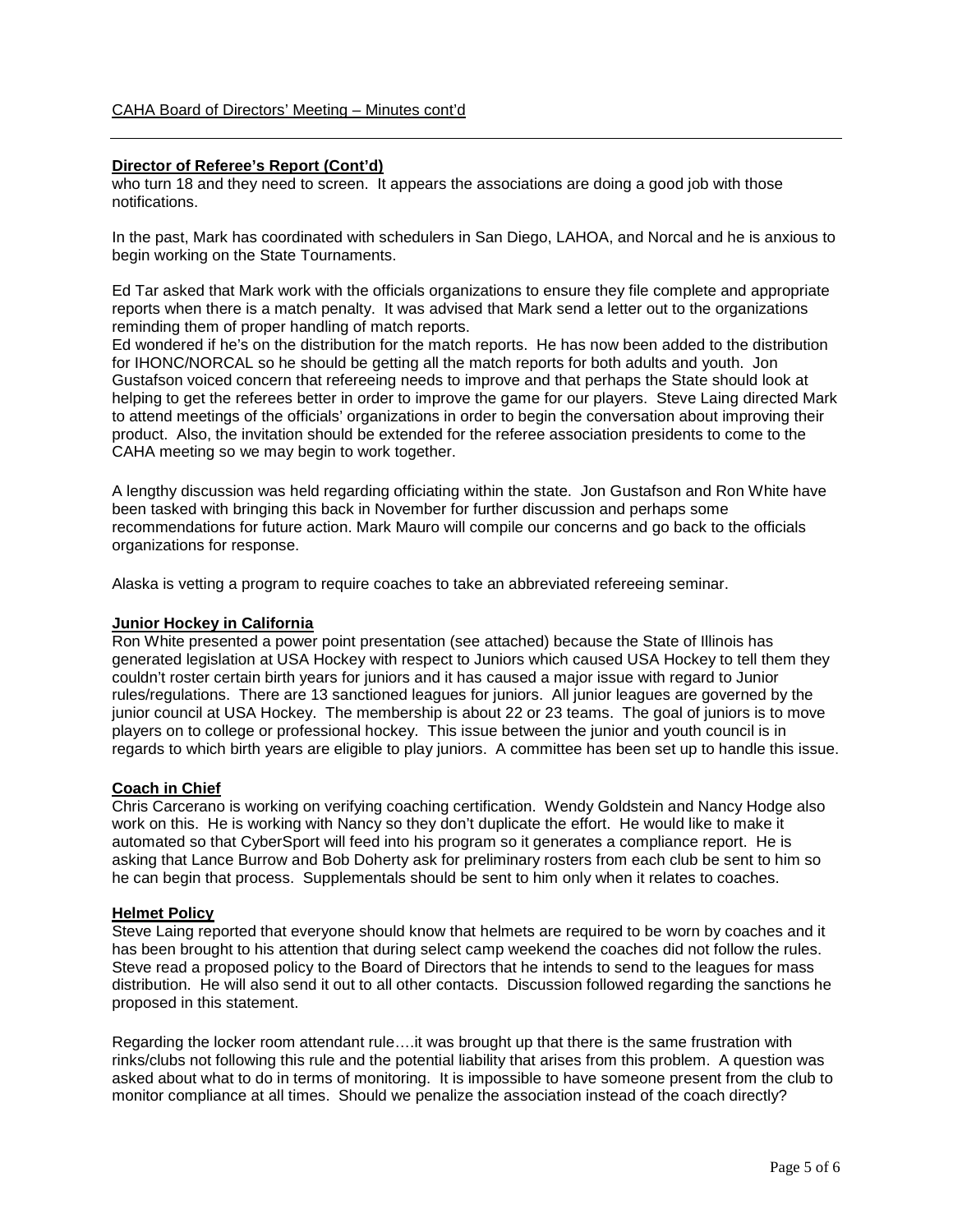CAHA Board of Directors' Meeting – Minutes cont'd

**Director of Referee's Report (Cont'd)**

who turn 18 and they need to screen. It appears the associations are doing a good job with those notifications.

In the past, Mark has coordinated with schedulers in San Diego, LAHOA, and Norcal and he is anxious to begin working on the State Tournaments.

Ed Tar asked that Mark work with the officials organizations to ensure they file complete and appropriate reports when there is a match penalty. It was advised that Mark send a letter out to the organizations reminding them of proper handling of match reports.
Ed wondered if he's on the distribution for the match reports. He has now been added to the distribution for IHONC/NORCAL so he should be getting all the match reports for both adults and youth. Jon Gustafson voiced concern that refereeing needs to improve and that perhaps the State should look at helping to get the referees better in order to improve the game for our players. Steve Laing directed Mark to attend meetings of the officials' organizations in order to begin the conversation about improving their product. Also, the invitation should be extended for the referee association presidents to come to the CAHA meeting so we may begin to work together.

A lengthy discussion was held regarding officiating within the state. Jon Gustafson and Ron White have been tasked with bringing this back in November for further discussion and perhaps some recommendations for future action. Mark Mauro will compile our concerns and go back to the officials organizations for response.

Alaska is vetting a program to require coaches to take an abbreviated refereeing seminar.

**Junior Hockey in California**

Ron White presented a power point presentation (see attached) because the State of Illinois has generated legislation at USA Hockey with respect to Juniors which caused USA Hockey to tell them they couldn't roster certain birth years for juniors and it has caused a major issue with regard to Junior rules/regulations. There are 13 sanctioned leagues for juniors. All junior leagues are governed by the junior council at USA Hockey. The membership is about 22 or 23 teams. The goal of juniors is to move players on to college or professional hockey. This issue between the junior and youth council is in regards to which birth years are eligible to play juniors. A committee has been set up to handle this issue.

**Coach in Chief**

Chris Carcerano is working on verifying coaching certification. Wendy Goldstein and Nancy Hodge also work on this. He is working with Nancy so they don't duplicate the effort. He would like to make it automated so that CyberSport will feed into his program so it generates a compliance report. He is asking that Lance Burrow and Bob Doherty ask for preliminary rosters from each club be sent to him so he can begin that process. Supplementals should be sent to him only when it relates to coaches.

**Helmet Policy**

Steve Laing reported that everyone should know that helmets are required to be worn by coaches and it has been brought to his attention that during select camp weekend the coaches did not follow the rules. Steve read a proposed policy to the Board of Directors that he intends to send to the leagues for mass distribution. He will also send it out to all other contacts. Discussion followed regarding the sanctions he proposed in this statement.

Regarding the locker room attendant rule….it was brought up that there is the same frustration with rinks/clubs not following this rule and the potential liability that arises from this problem. A question was asked about what to do in terms of monitoring. It is impossible to have someone present from the club to monitor compliance at all times. Should we penalize the association instead of the coach directly?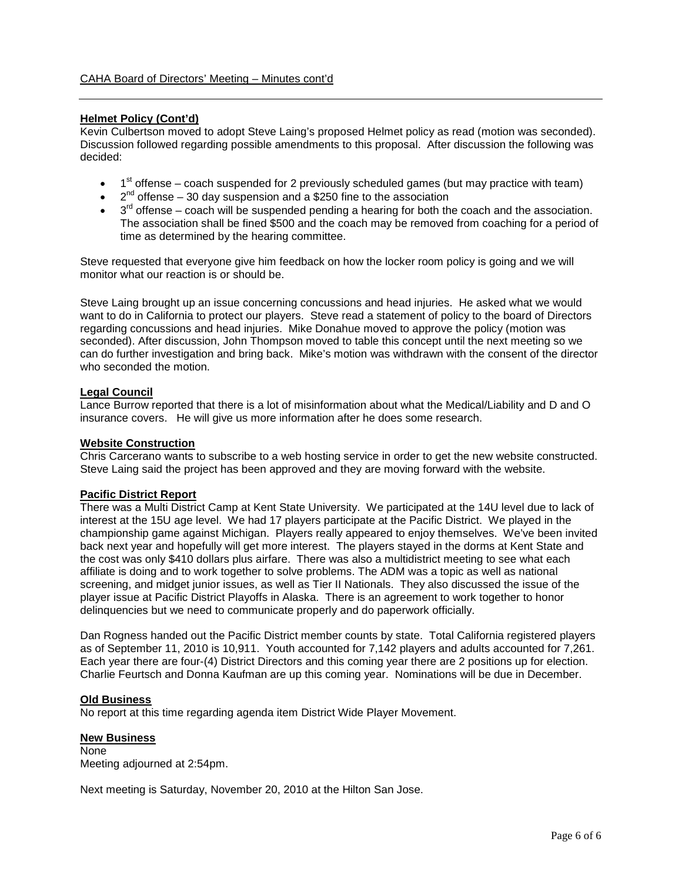CAHA Board of Directors' Meeting – Minutes cont'd

## Helmet Policy (Cont'd)

Kevin Culbertson moved to adopt Steve Laing's proposed Helmet policy as read (motion was seconded). Discussion followed regarding possible amendments to this proposal. After discussion the following was decided:

- 1st offense – coach suspended for 2 previously scheduled games (but may practice with team)
- 2nd offense – 30 day suspension and a $250 fine to the association
- 3rd offense – coach will be suspended pending a hearing for both the coach and the association. The association shall be fined $500 and the coach may be removed from coaching for a period of time as determined by the hearing committee.

Steve requested that everyone give him feedback on how the locker room policy is going and we will monitor what our reaction is or should be.

Steve Laing brought up an issue concerning concussions and head injuries. He asked what we would want to do in California to protect our players. Steve read a statement of policy to the board of Directors regarding concussions and head injuries. Mike Donahue moved to approve the policy (motion was seconded). After discussion, John Thompson moved to table this concept until the next meeting so we can do further investigation and bring back. Mike's motion was withdrawn with the consent of the director who seconded the motion.

## Legal Council

Lance Burrow reported that there is a lot of misinformation about what the Medical/Liability and D and O insurance covers. He will give us more information after he does some research.

## Website Construction

Chris Carcerano wants to subscribe to a web hosting service in order to get the new website constructed. Steve Laing said the project has been approved and they are moving forward with the website.

## Pacific District Report

There was a Multi District Camp at Kent State University. We participated at the 14U level due to lack of interest at the 15U age level. We had 17 players participate at the Pacific District. We played in the championship game against Michigan. Players really appeared to enjoy themselves. We've been invited back next year and hopefully will get more interest. The players stayed in the dorms at Kent State and the cost was only $410 dollars plus airfare. There was also a multidistrict meeting to see what each affiliate is doing and to work together to solve problems. The ADM was a topic as well as national screening, and midget junior issues, as well as Tier II Nationals. They also discussed the issue of the player issue at Pacific District Playoffs in Alaska. There is an agreement to work together to honor delinquencies but we need to communicate properly and do paperwork officially.

Dan Rogness handed out the Pacific District member counts by state. Total California registered players as of September 11, 2010 is 10,911. Youth accounted for 7,142 players and adults accounted for 7,261. Each year there are four-(4) District Directors and this coming year there are 2 positions up for election. Charlie Feurtsch and Donna Kaufman are up this coming year. Nominations will be due in December.

## Old Business

No report at this time regarding agenda item District Wide Player Movement.

## New Business

None

Meeting adjourned at 2:54pm.

Next meeting is Saturday, November 20, 2010 at the Hilton San Jose.